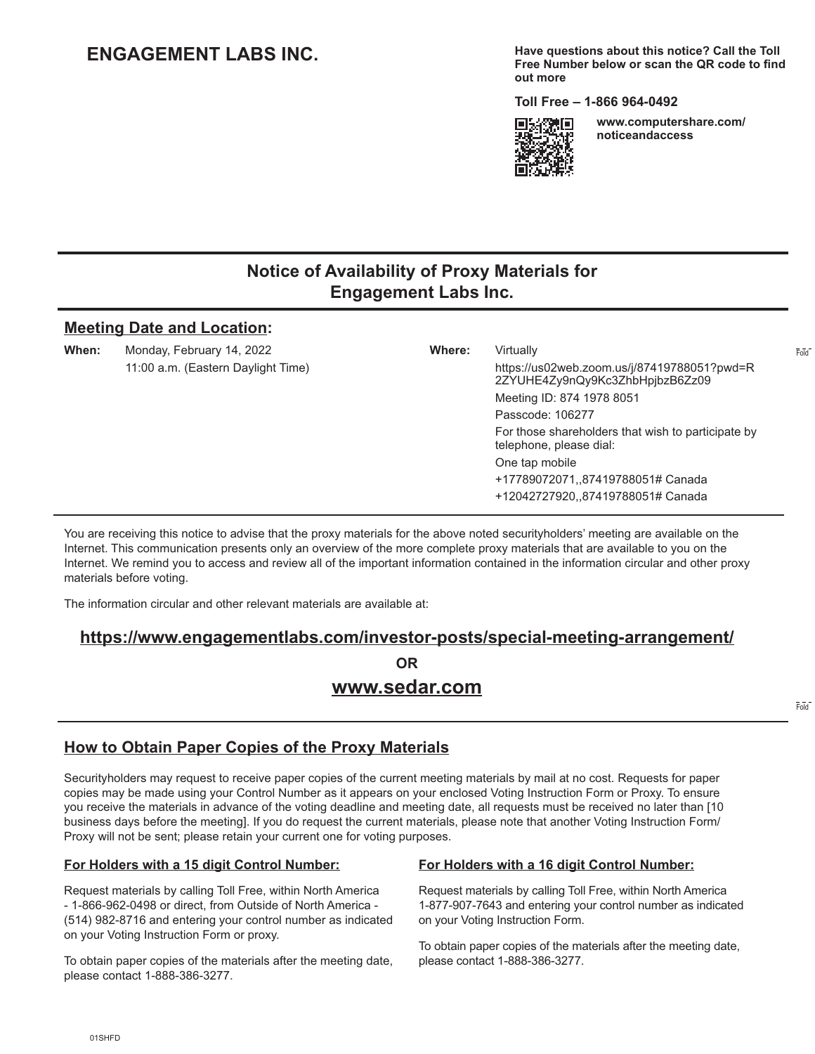# ENGAGEMENT LABS INC.

**Have questions about this notice? Call the Toll Free Number below or scan the QR code to find out more**

**Toll Free – 1-866 964-0492**

**www.computershare.com/noticeandaccess**

## Notice of Availability of Proxy Materials for Engagement Labs Inc.

### Meeting Date and Location:

**When:** Monday, February 14, 2022
11:00 a.m. (Eastern Daylight Time)

**Where:** Virtually
https://us02web.zoom.us/j/87419788051?pwd=R2ZYUHE4Zy9nQy9Kc3ZhbHpjbzB6Zz09
Meeting ID: 874 1978 8051
Passcode: 106277
For those shareholders that wish to participate by telephone, please dial:
One tap mobile
+17789072071,,87419788051# Canada
+12042727920,,87419788051# Canada

You are receiving this notice to advise that the proxy materials for the above noted securityholders' meeting are available on the Internet. This communication presents only an overview of the more complete proxy materials that are available to you on the Internet. We remind you to access and review all of the important information contained in the information circular and other proxy materials before voting.

The information circular and other relevant materials are available at:

**https://www.engagementlabs.com/investor-posts/special-meeting-arrangement/**

**OR**

**www.sedar.com**

### How to Obtain Paper Copies of the Proxy Materials

Securityholders may request to receive paper copies of the current meeting materials by mail at no cost. Requests for paper copies may be made using your Control Number as it appears on your enclosed Voting Instruction Form or Proxy. To ensure you receive the materials in advance of the voting deadline and meeting date, all requests must be received no later than [10 business days before the meeting]. If you do request the current materials, please note that another Voting Instruction Form/Proxy will not be sent; please retain your current one for voting purposes.

**For Holders with a 15 digit Control Number:**

Request materials by calling Toll Free, within North America - 1-866-962-0498 or direct, from Outside of North America - (514) 982-8716 and entering your control number as indicated on your Voting Instruction Form or proxy.

To obtain paper copies of the materials after the meeting date, please contact 1-888-386-3277.

**For Holders with a 16 digit Control Number:**

Request materials by calling Toll Free, within North America 1-877-907-7643 and entering your control number as indicated on your Voting Instruction Form.

To obtain paper copies of the materials after the meeting date, please contact 1-888-386-3277.

01SHFD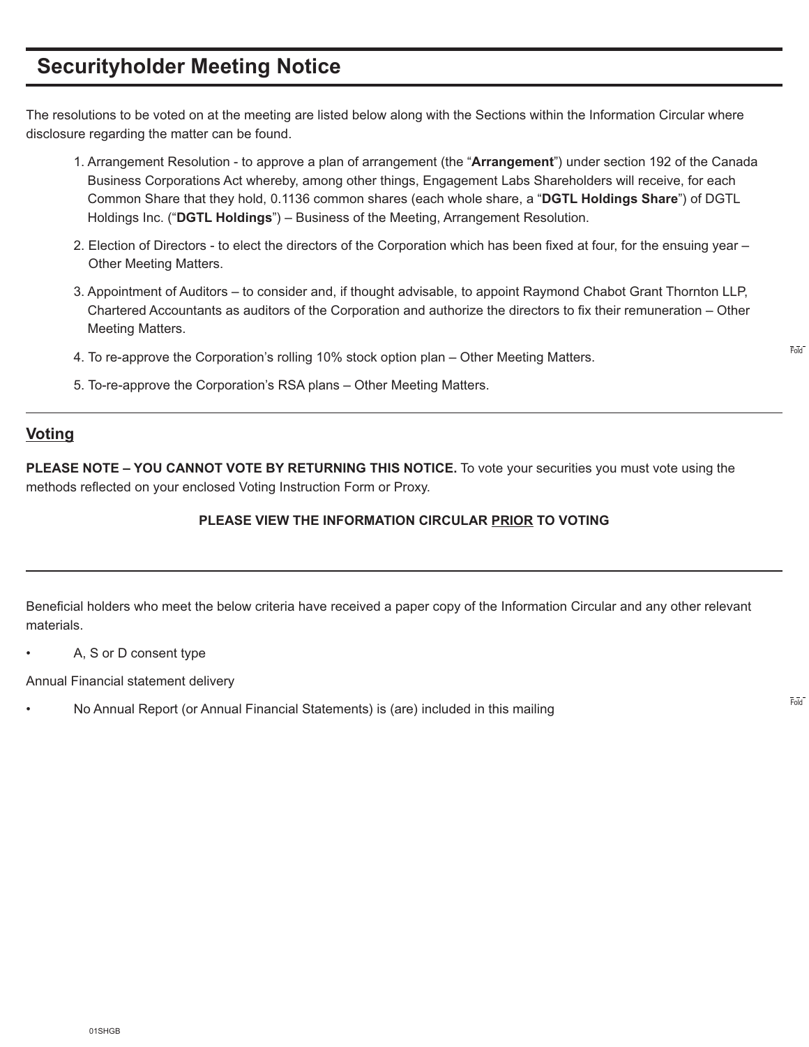# Securityholder Meeting Notice

The resolutions to be voted on at the meeting are listed below along with the Sections within the Information Circular where disclosure regarding the matter can be found.

1. Arrangement Resolution - to approve a plan of arrangement (the "**Arrangement**") under section 192 of the Canada Business Corporations Act whereby, among other things, Engagement Labs Shareholders will receive, for each Common Share that they hold, 0.1136 common shares (each whole share, a "**DGTL Holdings Share**") of DGTL Holdings Inc. ("**DGTL Holdings**") – Business of the Meeting, Arrangement Resolution.
2. Election of Directors - to elect the directors of the Corporation which has been fixed at four, for the ensuing year – Other Meeting Matters.
3. Appointment of Auditors – to consider and, if thought advisable, to appoint Raymond Chabot Grant Thornton LLP, Chartered Accountants as auditors of the Corporation and authorize the directors to fix their remuneration – Other Meeting Matters.
4. To re-approve the Corporation's rolling 10% stock option plan – Other Meeting Matters.
5. To-re-approve the Corporation's RSA plans – Other Meeting Matters.

---

## Voting

**PLEASE NOTE – YOU CANNOT VOTE BY RETURNING THIS NOTICE.** To vote your securities you must vote using the methods reflected on your enclosed Voting Instruction Form or Proxy.

**PLEASE VIEW THE INFORMATION CIRCULAR PRIOR TO VOTING**

---

Beneficial holders who meet the below criteria have received a paper copy of the Information Circular and any other relevant materials.

- A, S or D consent type

Annual Financial statement delivery

- No Annual Report (or Annual Financial Statements) is (are) included in this mailing

01SHGB